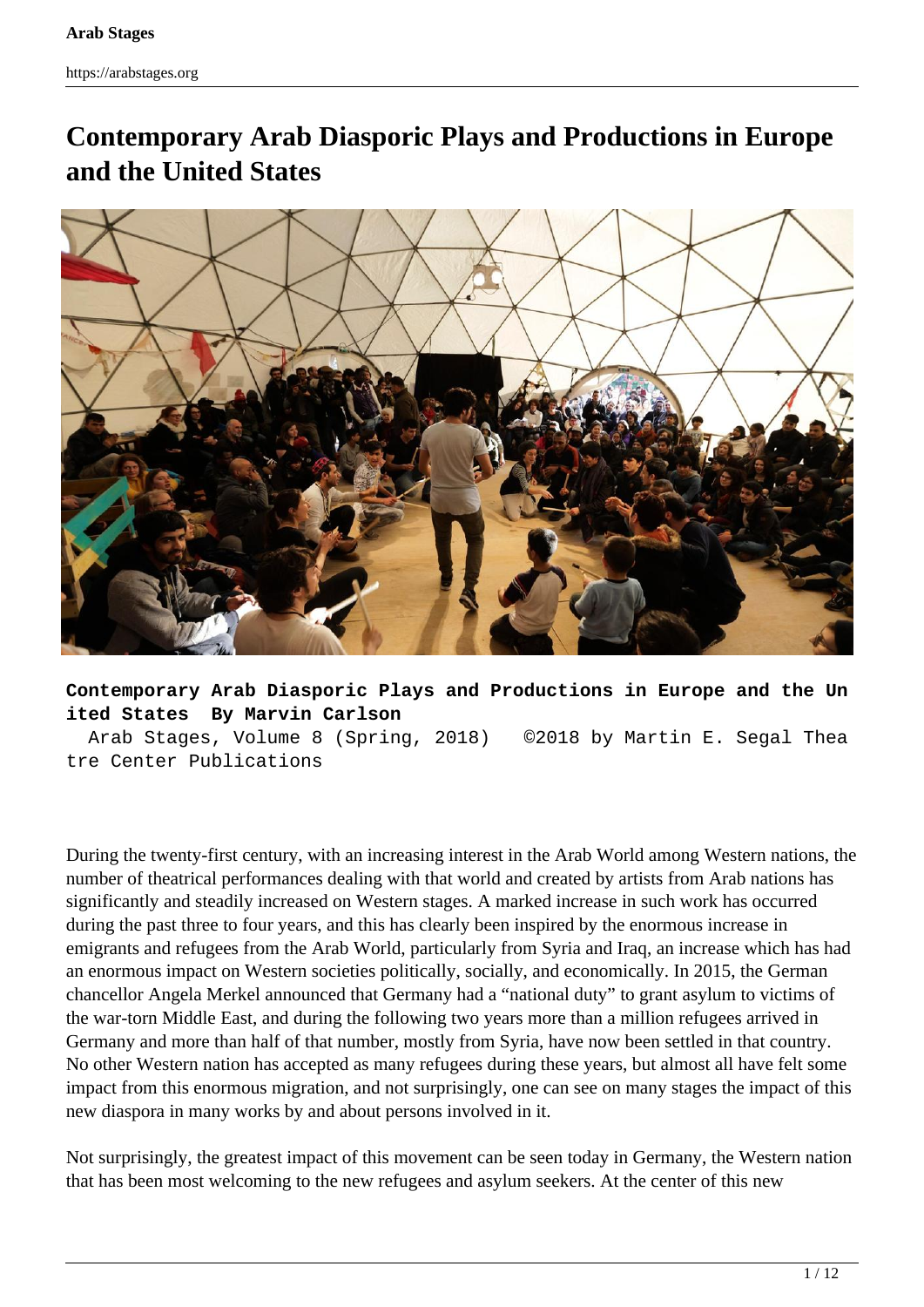# Contemporary Arab Diasporic Plays and Productions in Europe and the United States

**Contemporary Arab Diasporic Plays and Productions in Europe and the United States By Marvin Carlson**

Arab Stages, Volume 8 (Spring, 2018) ©2018 by Martin E. Segal Theatre Center Publications

During the twenty-first century, with an increasing interest in the Arab World among Western nations, the number of theatrical performances dealing with that world and created by artists from Arab nations has significantly and steadily increased on Western stages. A marked increase in such work has occurred during the past three to four years, and this has clearly been inspired by the enormous increase in emigrants and refugees from the Arab World, particularly from Syria and Iraq, an increase which has had an enormous impact on Western societies politically, socially, and economically. In 2015, the German chancellor Angela Merkel announced that Germany had a "national duty" to grant asylum to victims of the war-torn Middle East, and during the following two years more than a million refugees arrived in Germany and more than half of that number, mostly from Syria, have now been settled in that country. No other Western nation has accepted as many refugees during these years, but almost all have felt some impact from this enormous migration, and not surprisingly, one can see on many stages the impact of this new diaspora in many works by and about persons involved in it.

Not surprisingly, the greatest impact of this movement can be seen today in Germany, the Western nation that has been most welcoming to the new refugees and asylum seekers. At the center of this new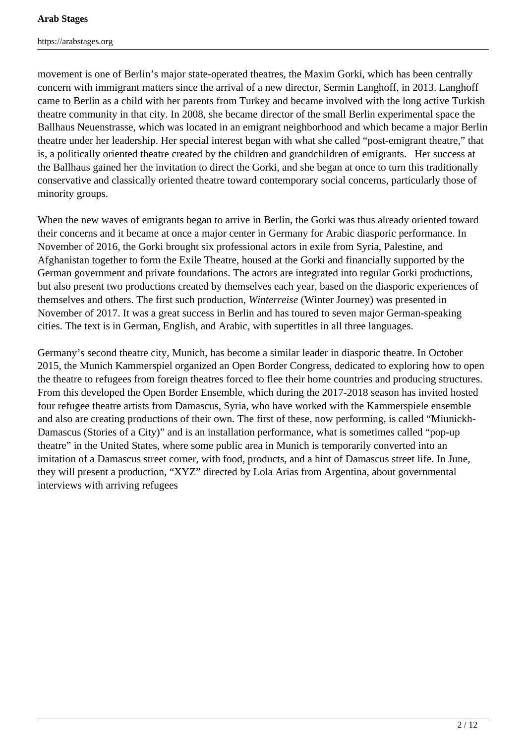movement is one of Berlin's major state-operated theatres, the Maxim Gorki, which has been centrally concern with immigrant matters since the arrival of a new director, Sermin Langhoff, in 2013. Langhoff came to Berlin as a child with her parents from Turkey and became involved with the long active Turkish theatre community in that city. In 2008, she became director of the small Berlin experimental space the Ballhaus Neuenstrasse, which was located in an emigrant neighborhood and which became a major Berlin theatre under her leadership. Her special interest began with what she called "post-emigrant theatre," that is, a politically oriented theatre created by the children and grandchildren of emigrants.   Her success at the Ballhaus gained her the invitation to direct the Gorki, and she began at once to turn this traditionally conservative and classically oriented theatre toward contemporary social concerns, particularly those of minority groups.

When the new waves of emigrants began to arrive in Berlin, the Gorki was thus already oriented toward their concerns and it became at once a major center in Germany for Arabic diasporic performance. In November of 2016, the Gorki brought six professional actors in exile from Syria, Palestine, and Afghanistan together to form the Exile Theatre, housed at the Gorki and financially supported by the German government and private foundations. The actors are integrated into regular Gorki productions, but also present two productions created by themselves each year, based on the diasporic experiences of themselves and others. The first such production, *Winterreise* (Winter Journey) was presented in November of 2017. It was a great success in Berlin and has toured to seven major German-speaking cities. The text is in German, English, and Arabic, with supertitles in all three languages.

Germany's second theatre city, Munich, has become a similar leader in diasporic theatre. In October 2015, the Munich Kammerspiel organized an Open Border Congress, dedicated to exploring how to open the theatre to refugees from foreign theatres forced to flee their home countries and producing structures. From this developed the Open Border Ensemble, which during the 2017-2018 season has invited hosted four refugee theatre artists from Damascus, Syria, who have worked with the Kammerspiele ensemble and also are creating productions of their own. The first of these, now performing, is called "Miunickh-Damascus (Stories of a City)" and is an installation performance, what is sometimes called "pop-up theatre" in the United States, where some public area in Munich is temporarily converted into an imitation of a Damascus street corner, with food, products, and a hint of Damascus street life. In June, they will present a production, "XYZ" directed by Lola Arias from Argentina, about governmental interviews with arriving refugees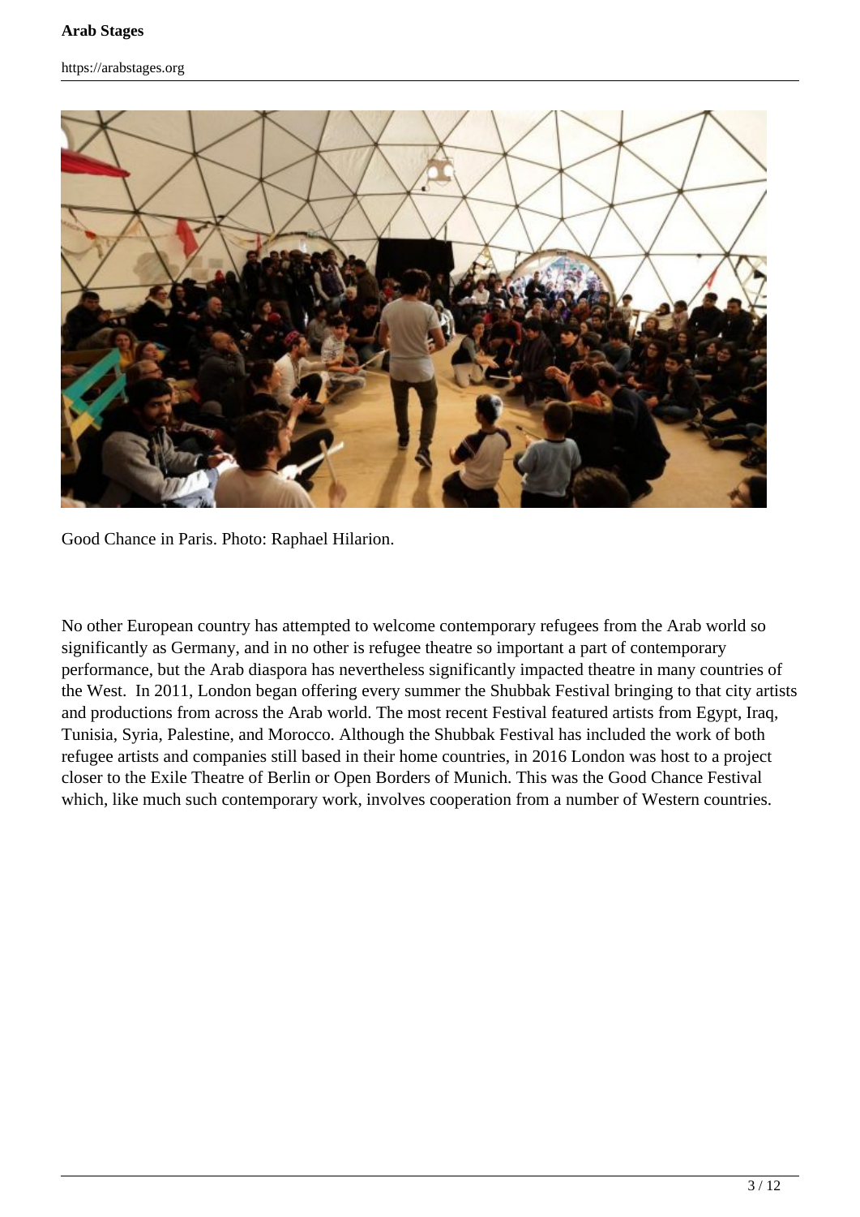Good Chance in Paris. Photo: Raphael Hilarion.

No other European country has attempted to welcome contemporary refugees from the Arab world so significantly as Germany, and in no other is refugee theatre so important a part of contemporary performance, but the Arab diaspora has nevertheless significantly impacted theatre in many countries of the West. In 2011, London began offering every summer the Shubbak Festival bringing to that city artists and productions from across the Arab world. The most recent Festival featured artists from Egypt, Iraq, Tunisia, Syria, Palestine, and Morocco. Although the Shubbak Festival has included the work of both refugee artists and companies still based in their home countries, in 2016 London was host to a project closer to the Exile Theatre of Berlin or Open Borders of Munich. This was the Good Chance Festival which, like much such contemporary work, involves cooperation from a number of Western countries.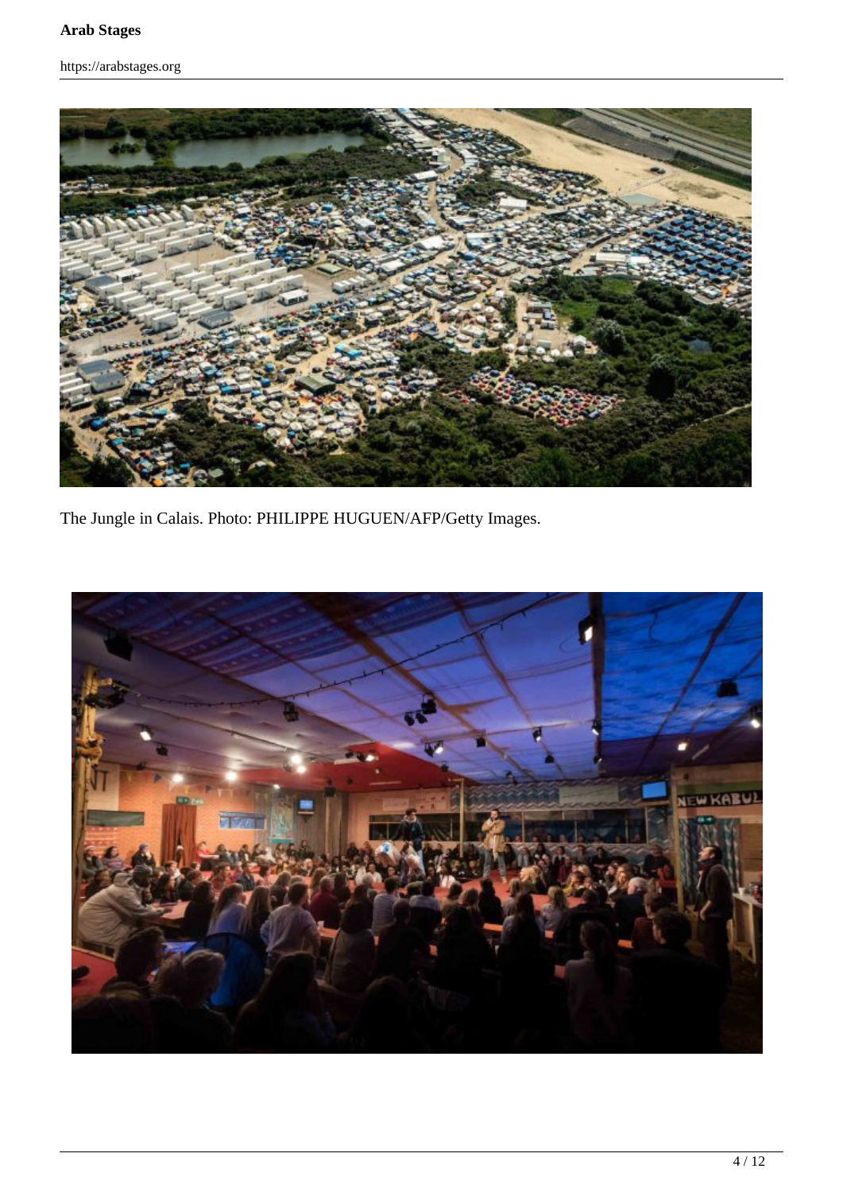The Jungle in Calais. Photo: PHILIPPE HUGUEN/AFP/Getty Images.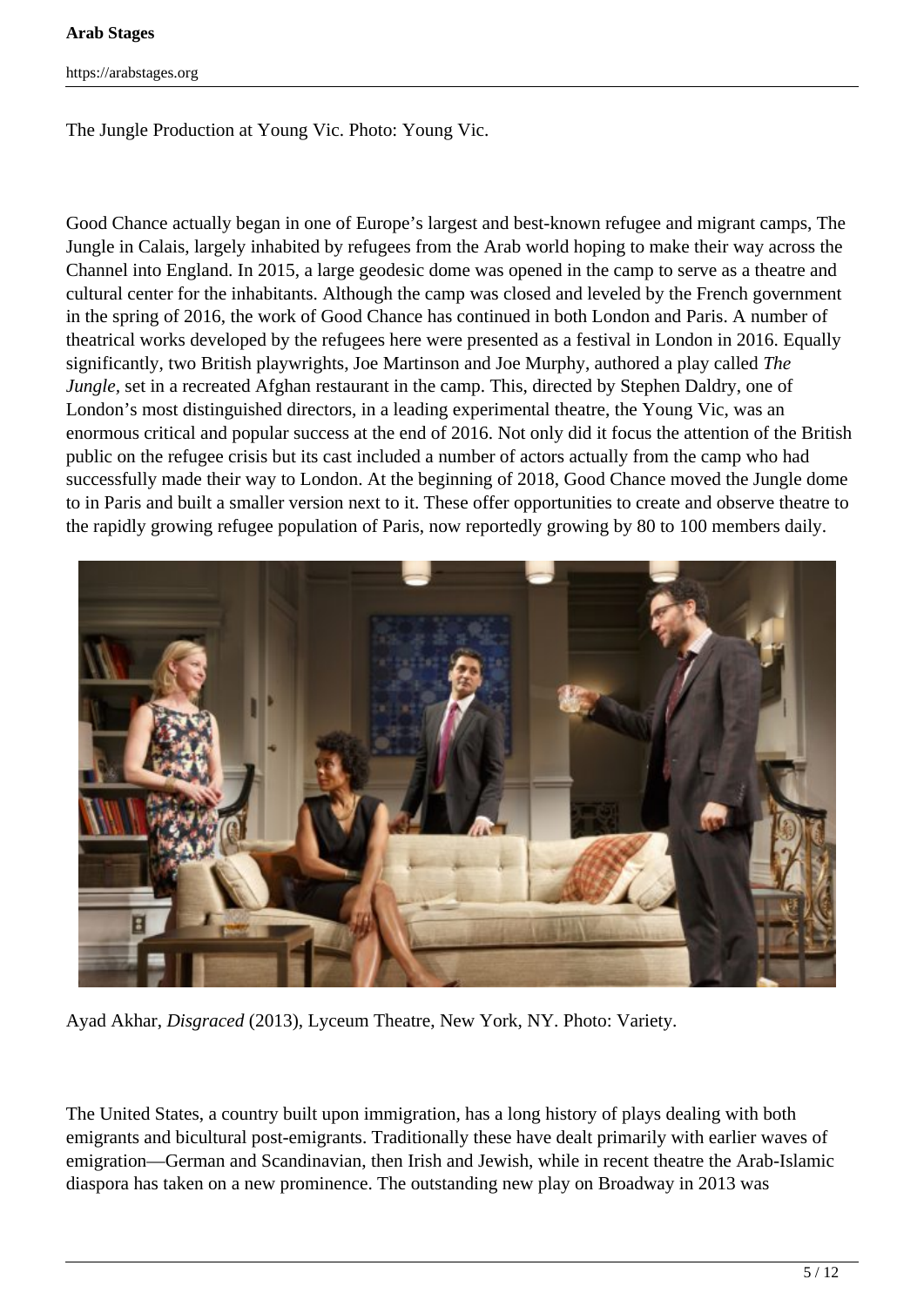The Jungle Production at Young Vic. Photo: Young Vic.

Good Chance actually began in one of Europe's largest and best-known refugee and migrant camps, The Jungle in Calais, largely inhabited by refugees from the Arab world hoping to make their way across the Channel into England. In 2015, a large geodesic dome was opened in the camp to serve as a theatre and cultural center for the inhabitants. Although the camp was closed and leveled by the French government in the spring of 2016, the work of Good Chance has continued in both London and Paris. A number of theatrical works developed by the refugees here were presented as a festival in London in 2016. Equally significantly, two British playwrights, Joe Martinson and Joe Murphy, authored a play called *The Jungle,* set in a recreated Afghan restaurant in the camp. This, directed by Stephen Daldry, one of London's most distinguished directors, in a leading experimental theatre, the Young Vic, was an enormous critical and popular success at the end of 2016. Not only did it focus the attention of the British public on the refugee crisis but its cast included a number of actors actually from the camp who had successfully made their way to London. At the beginning of 2018, Good Chance moved the Jungle dome to in Paris and built a smaller version next to it. These offer opportunities to create and observe theatre to the rapidly growing refugee population of Paris, now reportedly growing by 80 to 100 members daily.

Ayad Akhar, *Disgraced* (2013), Lyceum Theatre, New York, NY. Photo: Variety.

The United States, a country built upon immigration, has a long history of plays dealing with both emigrants and bicultural post-emigrants. Traditionally these have dealt primarily with earlier waves of emigration—German and Scandinavian, then Irish and Jewish, while in recent theatre the Arab-Islamic diaspora has taken on a new prominence. The outstanding new play on Broadway in 2013 was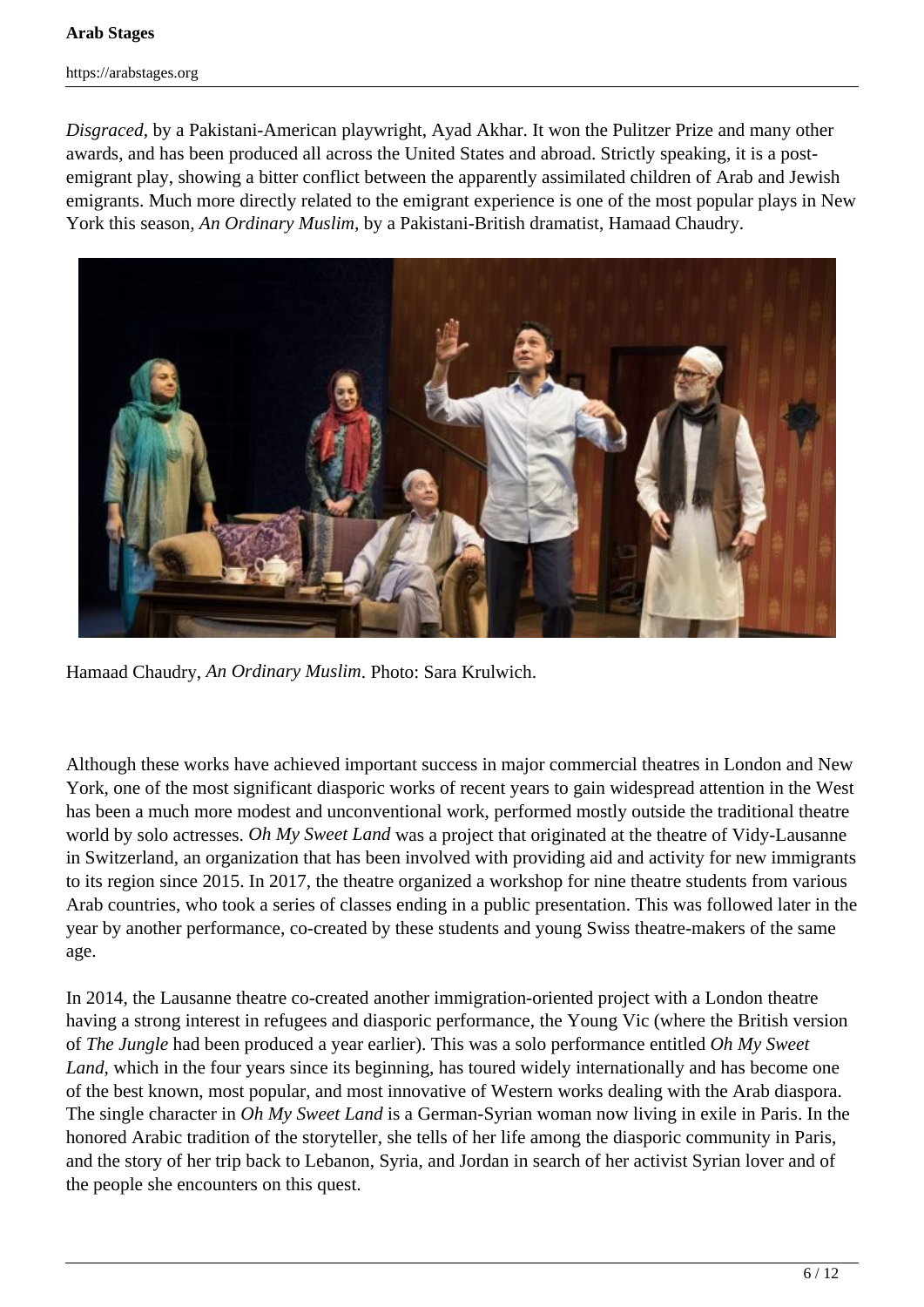*Disgraced*, by a Pakistani-American playwright, Ayad Akhar. It won the Pulitzer Prize and many other awards, and has been produced all across the United States and abroad. Strictly speaking, it is a post-emigrant play, showing a bitter conflict between the apparently assimilated children of Arab and Jewish emigrants. Much more directly related to the emigrant experience is one of the most popular plays in New York this season, *An Ordinary Muslim*, by a Pakistani-British dramatist, Hamaad Chaudry.

Hamaad Chaudry, *An Ordinary Muslim*. Photo: Sara Krulwich.

Although these works have achieved important success in major commercial theatres in London and New York, one of the most significant diasporic works of recent years to gain widespread attention in the West has been a much more modest and unconventional work, performed mostly outside the traditional theatre world by solo actresses. *Oh My Sweet Land* was a project that originated at the theatre of Vidy-Lausanne in Switzerland, an organization that has been involved with providing aid and activity for new immigrants to its region since 2015. In 2017, the theatre organized a workshop for nine theatre students from various Arab countries, who took a series of classes ending in a public presentation. This was followed later in the year by another performance, co-created by these students and young Swiss theatre-makers of the same age.

In 2014, the Lausanne theatre co-created another immigration-oriented project with a London theatre having a strong interest in refugees and diasporic performance, the Young Vic (where the British version of *The Jungle* had been produced a year earlier). This was a solo performance entitled *Oh My Sweet Land*, which in the four years since its beginning, has toured widely internationally and has become one of the best known, most popular, and most innovative of Western works dealing with the Arab diaspora. The single character in *Oh My Sweet Land* is a German-Syrian woman now living in exile in Paris. In the honored Arabic tradition of the storyteller, she tells of her life among the diasporic community in Paris, and the story of her trip back to Lebanon, Syria, and Jordan in search of her activist Syrian lover and of the people she encounters on this quest.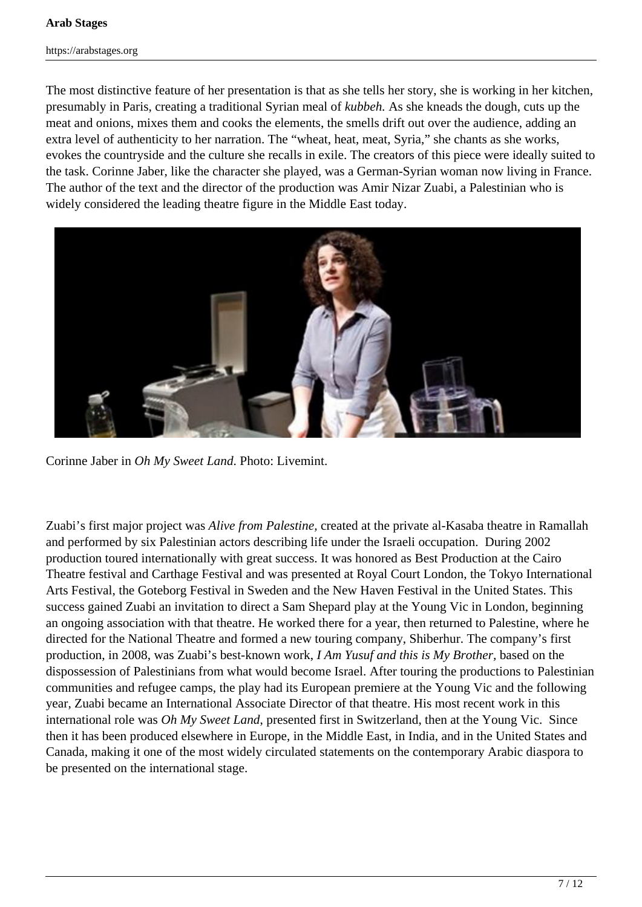The most distinctive feature of her presentation is that as she tells her story, she is working in her kitchen, presumably in Paris, creating a traditional Syrian meal of *kubbeh.* As she kneads the dough, cuts up the meat and onions, mixes them and cooks the elements, the smells drift out over the audience, adding an extra level of authenticity to her narration. The "wheat, heat, meat, Syria," she chants as she works, evokes the countryside and the culture she recalls in exile. The creators of this piece were ideally suited to the task. Corinne Jaber, like the character she played, was a German-Syrian woman now living in France. The author of the text and the director of the production was Amir Nizar Zuabi, a Palestinian who is widely considered the leading theatre figure in the Middle East today.

Corinne Jaber in *Oh My Sweet Land*. Photo: Livemint.

Zuabi's first major project was *Alive from Palestine,* created at the private al-Kasaba theatre in Ramallah and performed by six Palestinian actors describing life under the Israeli occupation. During 2002 production toured internationally with great success. It was honored as Best Production at the Cairo Theatre festival and Carthage Festival and was presented at Royal Court London, the Tokyo International Arts Festival, the Goteborg Festival in Sweden and the New Haven Festival in the United States. This success gained Zuabi an invitation to direct a Sam Shepard play at the Young Vic in London, beginning an ongoing association with that theatre. He worked there for a year, then returned to Palestine, where he directed for the National Theatre and formed a new touring company, Shiberhur. The company's first production, in 2008, was Zuabi's best-known work, *I Am Yusuf and this is My Brother,* based on the dispossession of Palestinians from what would become Israel. After touring the productions to Palestinian communities and refugee camps, the play had its European premiere at the Young Vic and the following year, Zuabi became an International Associate Director of that theatre. His most recent work in this international role was *Oh My Sweet Land*, presented first in Switzerland, then at the Young Vic. Since then it has been produced elsewhere in Europe, in the Middle East, in India, and in the United States and Canada, making it one of the most widely circulated statements on the contemporary Arabic diaspora to be presented on the international stage.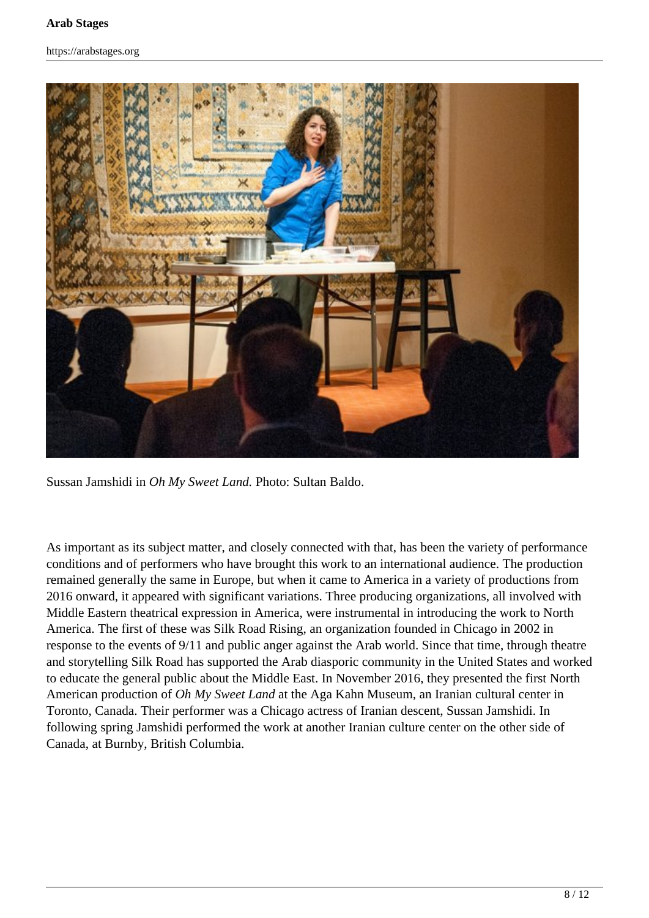Sussan Jamshidi in *Oh My Sweet Land.* Photo: Sultan Baldo.

As important as its subject matter, and closely connected with that, has been the variety of performance conditions and of performers who have brought this work to an international audience. The production remained generally the same in Europe, but when it came to America in a variety of productions from 2016 onward, it appeared with significant variations. Three producing organizations, all involved with Middle Eastern theatrical expression in America, were instrumental in introducing the work to North America. The first of these was Silk Road Rising, an organization founded in Chicago in 2002 in response to the events of 9/11 and public anger against the Arab world. Since that time, through theatre and storytelling Silk Road has supported the Arab diasporic community in the United States and worked to educate the general public about the Middle East. In November 2016, they presented the first North American production of *Oh My Sweet Land* at the Aga Kahn Museum, an Iranian cultural center in Toronto, Canada. Their performer was a Chicago actress of Iranian descent, Sussan Jamshidi. In following spring Jamshidi performed the work at another Iranian culture center on the other side of Canada, at Burnby, British Columbia.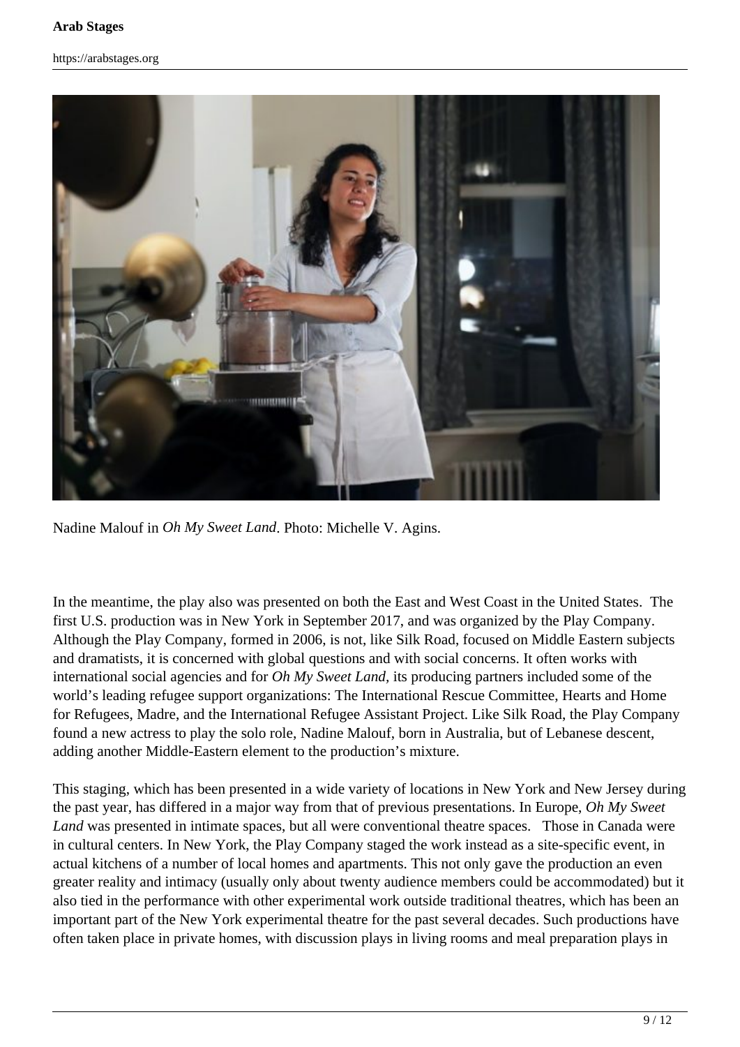Nadine Malouf in *Oh My Sweet Land*. Photo: Michelle V. Agins.

In the meantime, the play also was presented on both the East and West Coast in the United States. The first U.S. production was in New York in September 2017, and was organized by the Play Company. Although the Play Company, formed in 2006, is not, like Silk Road, focused on Middle Eastern subjects and dramatists, it is concerned with global questions and with social concerns. It often works with international social agencies and for *Oh My Sweet Land,* its producing partners included some of the world's leading refugee support organizations: The International Rescue Committee, Hearts and Home for Refugees, Madre, and the International Refugee Assistant Project. Like Silk Road, the Play Company found a new actress to play the solo role, Nadine Malouf, born in Australia, but of Lebanese descent, adding another Middle-Eastern element to the production's mixture.

This staging, which has been presented in a wide variety of locations in New York and New Jersey during the past year, has differed in a major way from that of previous presentations. In Europe, *Oh My Sweet Land* was presented in intimate spaces, but all were conventional theatre spaces. Those in Canada were in cultural centers. In New York, the Play Company staged the work instead as a site-specific event, in actual kitchens of a number of local homes and apartments. This not only gave the production an even greater reality and intimacy (usually only about twenty audience members could be accommodated) but it also tied in the performance with other experimental work outside traditional theatres, which has been an important part of the New York experimental theatre for the past several decades. Such productions have often taken place in private homes, with discussion plays in living rooms and meal preparation plays in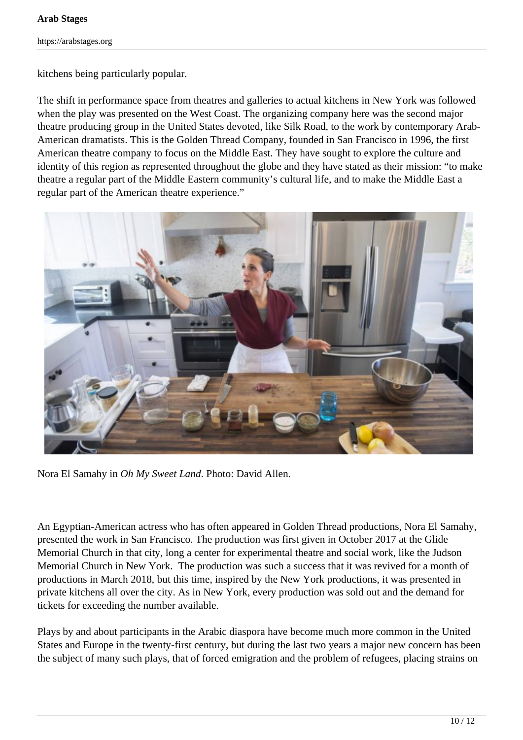kitchens being particularly popular.

The shift in performance space from theatres and galleries to actual kitchens in New York was followed when the play was presented on the West Coast. The organizing company here was the second major theatre producing group in the United States devoted, like Silk Road, to the work by contemporary Arab-American dramatists. This is the Golden Thread Company, founded in San Francisco in 1996, the first American theatre company to focus on the Middle East. They have sought to explore the culture and identity of this region as represented throughout the globe and they have stated as their mission: "to make theatre a regular part of the Middle Eastern community's cultural life, and to make the Middle East a regular part of the American theatre experience."

Nora El Samahy in *Oh My Sweet Land.* Photo: David Allen.

An Egyptian-American actress who has often appeared in Golden Thread productions, Nora El Samahy, presented the work in San Francisco. The production was first given in October 2017 at the Glide Memorial Church in that city, long a center for experimental theatre and social work, like the Judson Memorial Church in New York. The production was such a success that it was revived for a month of productions in March 2018, but this time, inspired by the New York productions, it was presented in private kitchens all over the city. As in New York, every production was sold out and the demand for tickets for exceeding the number available.

Plays by and about participants in the Arabic diaspora have become much more common in the United States and Europe in the twenty-first century, but during the last two years a major new concern has been the subject of many such plays, that of forced emigration and the problem of refugees, placing strains on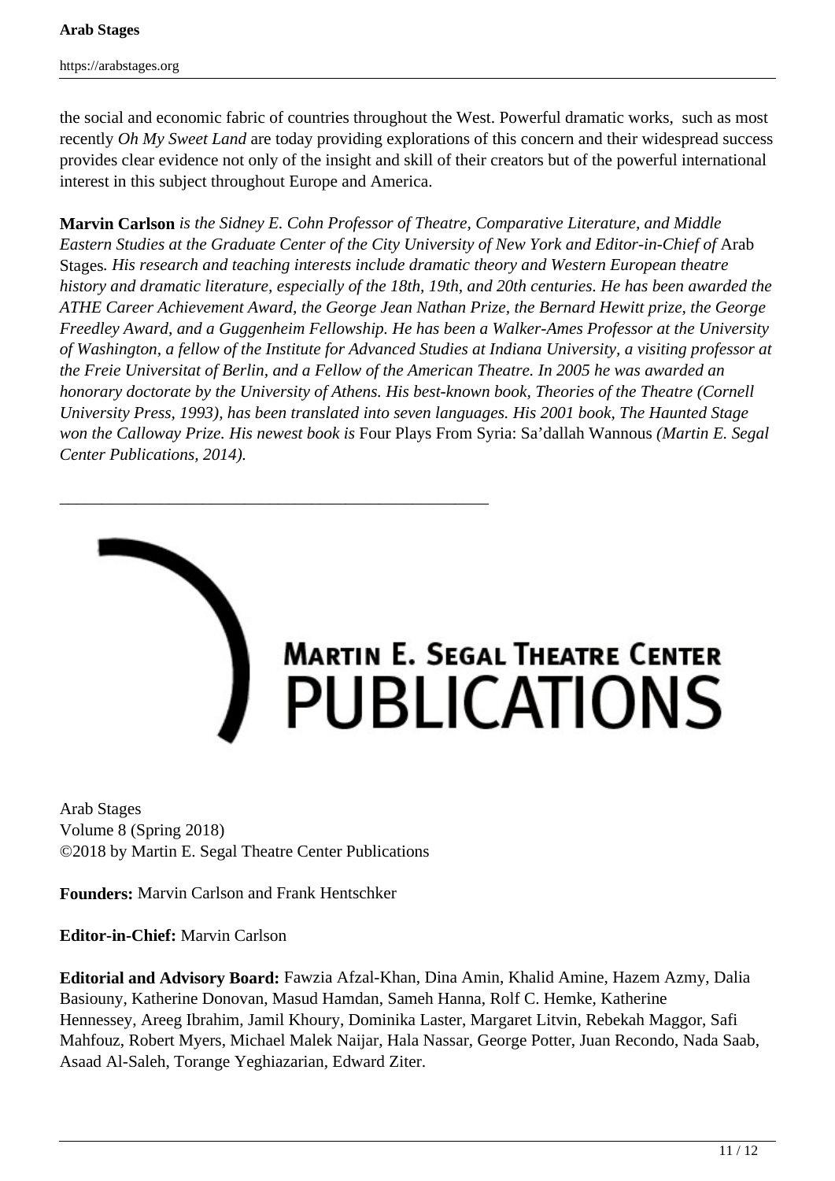the social and economic fabric of countries throughout the West. Powerful dramatic works, such as most recently *Oh My Sweet Land* are today providing explorations of this concern and their widespread success provides clear evidence not only of the insight and skill of their creators but of the powerful international interest in this subject throughout Europe and America.

**Marvin Carlson** *is the Sidney E. Cohn Professor of Theatre, Comparative Literature, and Middle Eastern Studies at the Graduate Center of the City University of New York and Editor-in-Chief of* Arab Stages*. His research and teaching interests include dramatic theory and Western European theatre history and dramatic literature, especially of the 18th, 19th, and 20th centuries. He has been awarded the ATHE Career Achievement Award, the George Jean Nathan Prize, the Bernard Hewitt prize, the George Freedley Award, and a Guggenheim Fellowship. He has been a Walker-Ames Professor at the University of Washington, a fellow of the Institute for Advanced Studies at Indiana University, a visiting professor at the Freie Universitat of Berlin, and a Fellow of the American Theatre. In 2005 he was awarded an honorary doctorate by the University of Athens. His best-known book, Theories of the Theatre (Cornell University Press, 1993), has been translated into seven languages. His 2001 book, The Haunted Stage won the Calloway Prize. His newest book is* Four Plays From Syria: Sa'dallah Wannous *(Martin E. Segal Center Publications, 2014).*

---

MARTIN E. SEGAL THEATRE CENTER PUBLICATIONS

Arab Stages
Volume 8 (Spring 2018)
©2018 by Martin E. Segal Theatre Center Publications

**Founders:** Marvin Carlson and Frank Hentschker

**Editor-in-Chief:** Marvin Carlson

**Editorial and Advisory Board:** Fawzia Afzal-Khan, Dina Amin, Khalid Amine, Hazem Azmy, Dalia Basiouny, Katherine Donovan, Masud Hamdan, Sameh Hanna, Rolf C. Hemke, Katherine Hennessey, Areeg Ibrahim, Jamil Khoury, Dominika Laster, Margaret Litvin, Rebekah Maggor, Safi Mahfouz, Robert Myers, Michael Malek Naijar, Hala Nassar, George Potter, Juan Recondo, Nada Saab, Asaad Al-Saleh, Torange Yeghiazarian, Edward Ziter.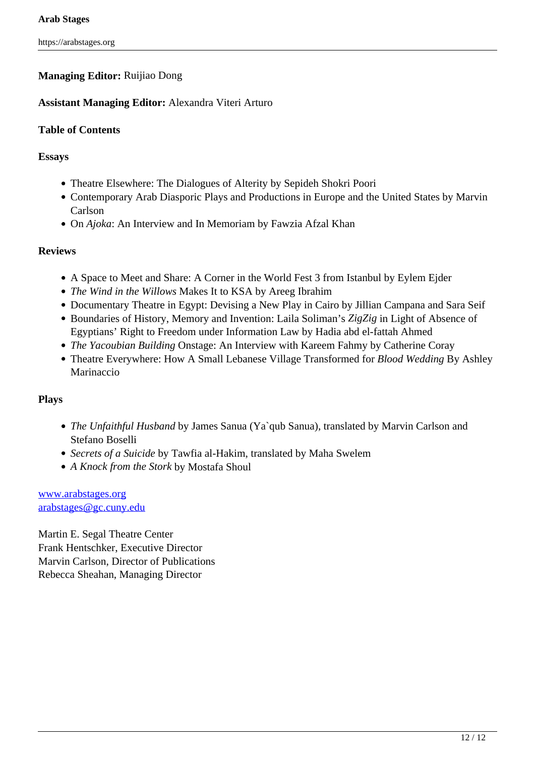**Managing Editor:** Ruijiao Dong

**Assistant Managing Editor:** Alexandra Viteri Arturo

**Table of Contents**

**Essays**

- Theatre Elsewhere: The Dialogues of Alterity by Sepideh Shokri Poori
- Contemporary Arab Diasporic Plays and Productions in Europe and the United States by Marvin Carlson
- On *Ajoka*: An Interview and In Memoriam by Fawzia Afzal Khan

**Reviews**

- A Space to Meet and Share: A Corner in the World Fest 3 from Istanbul by Eylem Ejder
- *The Wind in the Willows* Makes It to KSA by Areeg Ibrahim
- Documentary Theatre in Egypt: Devising a New Play in Cairo by Jillian Campana and Sara Seif
- Boundaries of History, Memory and Invention: Laila Soliman's *ZigZig* in Light of Absence of Egyptians' Right to Freedom under Information Law by Hadia abd el-fattah Ahmed
- *The Yacoubian Building* Onstage: An Interview with Kareem Fahmy by Catherine Coray
- Theatre Everywhere: How A Small Lebanese Village Transformed for *Blood Wedding* By Ashley Marinaccio

**Plays**

- *The Unfaithful Husband* by James Sanua (Ya`qub Sanua), translated by Marvin Carlson and Stefano Boselli
- *Secrets of a Suicide* by Tawfia al-Hakim, translated by Maha Swelem
- *A Knock from the Stork* by Mostafa Shoul

[www.arabstages.org](http://www.arabstages.org)
[arabstages@gc.cuny.edu](mailto:arabstages@gc.cuny.edu)

Martin E. Segal Theatre Center
Frank Hentschker, Executive Director
Marvin Carlson, Director of Publications
Rebecca Sheahan, Managing Director